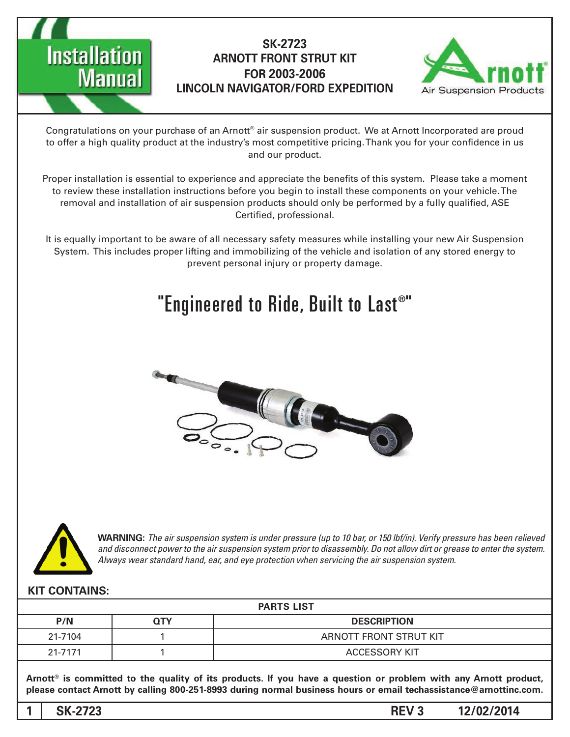# SK-2723
# ARNOTT FRONT STRUT KIT
# FOR 2003-2006
# LINCOLN NAVIGATOR/FORD EXPEDITION

Congratulations on your purchase of an Arnott® air suspension product. We at Arnott Incorporated are proud to offer a high quality product at the industry's most competitive pricing. Thank you for your confidence in us and our product.

Proper installation is essential to experience and appreciate the benefits of this system. Please take a moment to review these installation instructions before you begin to install these components on your vehicle. The removal and installation of air suspension products should only be performed by a fully qualified, ASE Certified, professional.

It is equally important to be aware of all necessary safety measures while installing your new Air Suspension System. This includes proper lifting and immobilizing of the vehicle and isolation of any stored energy to prevent personal injury or property damage.

## "Engineered to Ride, Built to Last®"

**WARNING:** *The air suspension system is under pressure (up to 10 bar, or 150 lbf/in). Verify pressure has been relieved and disconnect power to the air suspension system prior to disassembly. Do not allow dirt or grease to enter the system. Always wear standard hand, ear, and eye protection when servicing the air suspension system.*

**KIT CONTAINS:**

| PARTS LIST | | |
|---|---|---|
| **P/N** | **QTY** | **DESCRIPTION** |
| 21-7104 | 1 | ARNOTT FRONT STRUT KIT |
| 21-7171 | 1 | ACCESSORY KIT |

**Arnott® is committed to the quality of its products. If you have a question or problem with any Arnott product, please contact Arnott by calling 800-251-8993 during normal business hours or email techassistance@arnottinc.com.**

SK-2723 REV 3 12/02/2014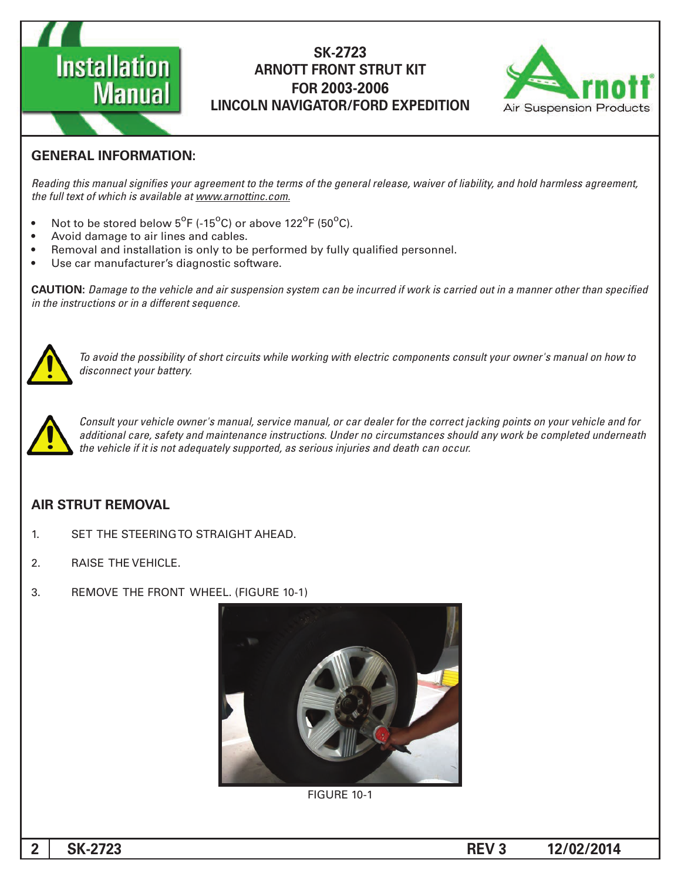# Installation Manual

**SK-2723**
**ARNOTT FRONT STRUT KIT**
**FOR 2003-2006**
**LINCOLN NAVIGATOR/FORD EXPEDITION**

## GENERAL INFORMATION:

*Reading this manual signifies your agreement to the terms of the general release, waiver of liability, and hold harmless agreement, the full text of which is available at www.arnottinc.com.*

- Not to be stored below 5$^{O}$F (-15$^{O}$C) or above 122$^{O}$F (50$^{O}$C).
- Avoid damage to air lines and cables.
- Removal and installation is only to be performed by fully qualified personnel.
- Use car manufacturer's diagnostic software.

**CAUTION:** *Damage to the vehicle and air suspension system can be incurred if work is carried out in a manner other than specified in the instructions or in a different sequence.*

*To avoid the possibility of short circuits while working with electric components consult your owner's manual on how to disconnect your battery.*

*Consult your vehicle owner's manual, service manual, or car dealer for the correct jacking points on your vehicle and for additional care, safety and maintenance instructions. Under no circumstances should any work be completed underneath the vehicle if it is not adequately supported, as serious injuries and death can occur.*

## AIR STRUT REMOVAL

1. SET THE STEERING TO STRAIGHT AHEAD.
2. RAISE THE VEHICLE.
3. REMOVE THE FRONT WHEEL. (FIGURE 10-1)

FIGURE 10-1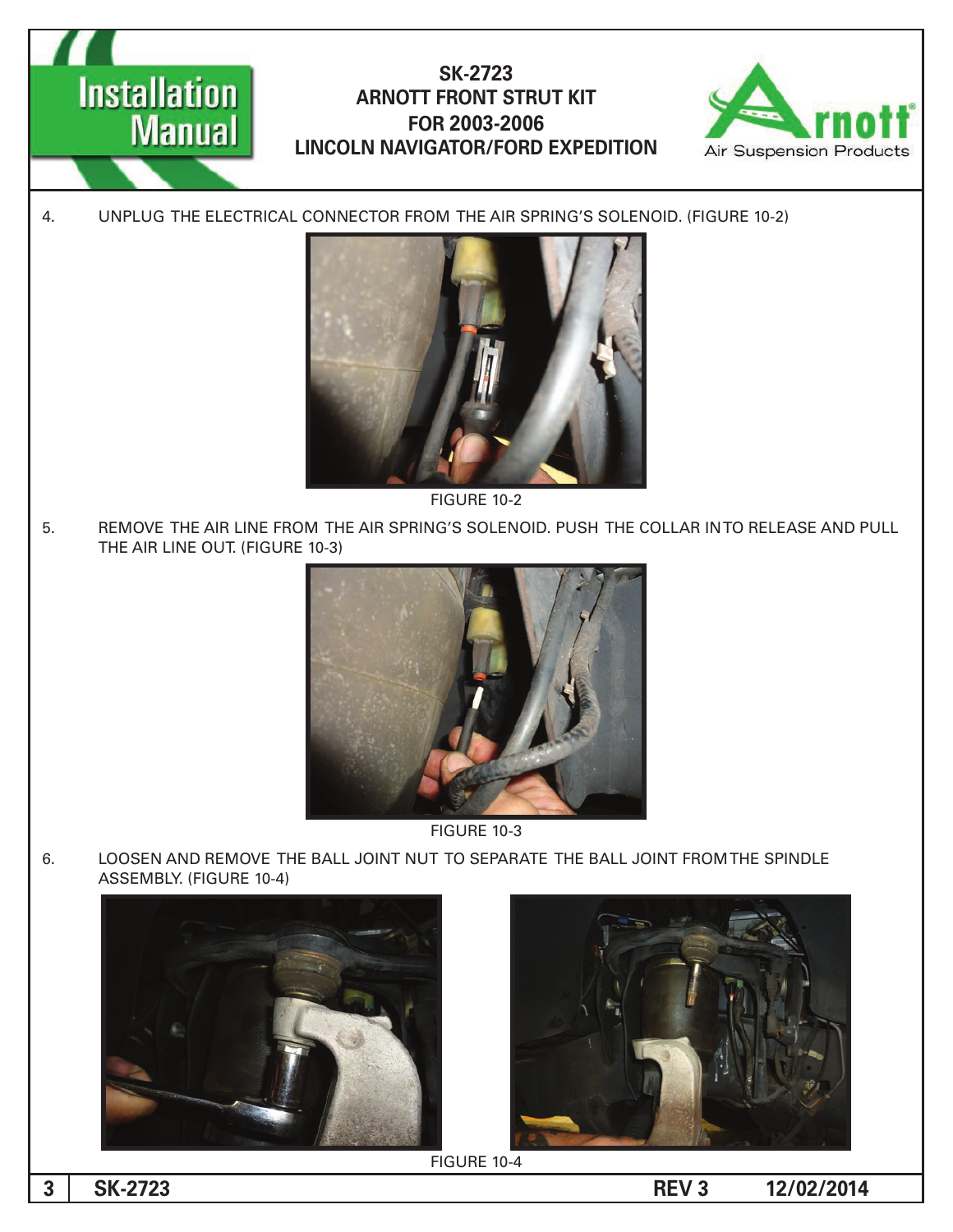4. UNPLUG THE ELECTRICAL CONNECTOR FROM THE AIR SPRING'S SOLENOID. (FIGURE 10-2)

FIGURE 10-2

5. REMOVE THE AIR LINE FROM THE AIR SPRING'S SOLENOID. PUSH THE COLLAR INTO RELEASE AND PULL THE AIR LINE OUT. (FIGURE 10-3)

FIGURE 10-3

6. LOOSEN AND REMOVE THE BALL JOINT NUT TO SEPARATE THE BALL JOINT FROM THE SPINDLE ASSEMBLY. (FIGURE 10-4)

FIGURE 10-4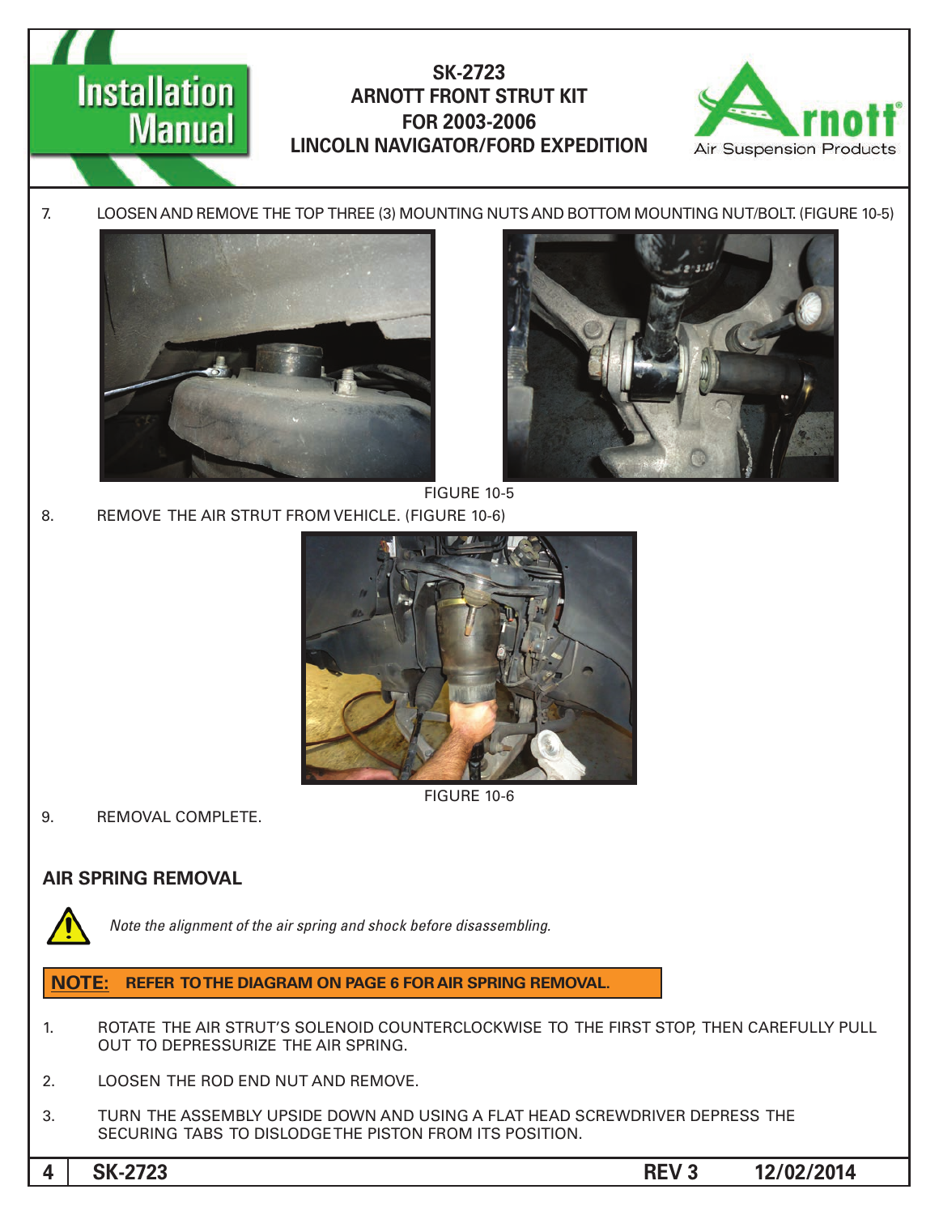7. LOOSEN AND REMOVE THE TOP THREE (3) MOUNTING NUTS AND BOTTOM MOUNTING NUT/BOLT. (FIGURE 10-5)

FIGURE 10-5

8. REMOVE THE AIR STRUT FROM VEHICLE. (FIGURE 10-6)

FIGURE 10-6

9. REMOVAL COMPLETE.

## AIR SPRING REMOVAL

*Note the alignment of the air spring and shock before disassembling.*

**NOTE: REFER TO THE DIAGRAM ON PAGE 6 FOR AIR SPRING REMOVAL.**

1. ROTATE THE AIR STRUT'S SOLENOID COUNTERCLOCKWISE TO THE FIRST STOP, THEN CAREFULLY PULL OUT TO DEPRESSURIZE THE AIR SPRING.

2. LOOSEN THE ROD END NUT AND REMOVE.

3. TURN THE ASSEMBLY UPSIDE DOWN AND USING A FLAT HEAD SCREWDRIVER DEPRESS THE SECURING TABS TO DISLODGE THE PISTON FROM ITS POSITION.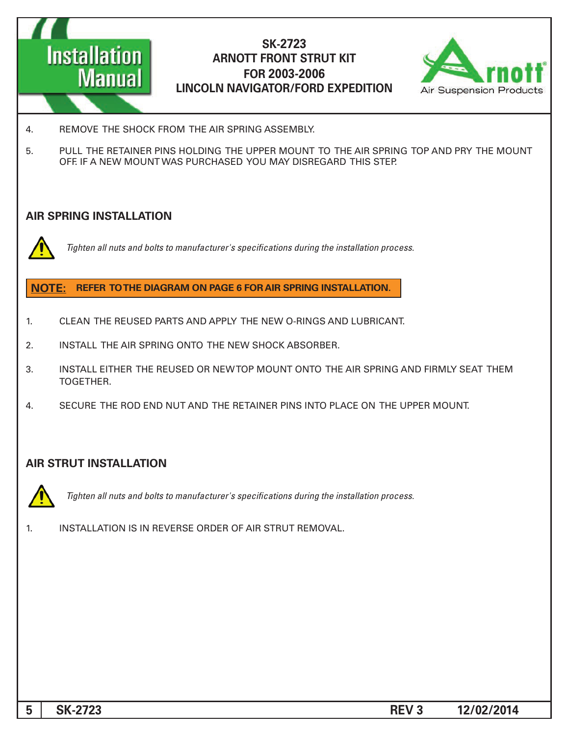4. REMOVE THE SHOCK FROM THE AIR SPRING ASSEMBLY.

5. PULL THE RETAINER PINS HOLDING THE UPPER MOUNT TO THE AIR SPRING TOP AND PRY THE MOUNT OFF. IF A NEW MOUNT WAS PURCHASED YOU MAY DISREGARD THIS STEP.

## AIR SPRING INSTALLATION

*Tighten all nuts and bolts to manufacturer's specifications during the installation process.*

**NOTE: REFER TO THE DIAGRAM ON PAGE 6 FOR AIR SPRING INSTALLATION.**

1. CLEAN THE REUSED PARTS AND APPLY THE NEW O-RINGS AND LUBRICANT.

2. INSTALL THE AIR SPRING ONTO THE NEW SHOCK ABSORBER.

3. INSTALL EITHER THE REUSED OR NEW TOP MOUNT ONTO THE AIR SPRING AND FIRMLY SEAT THEM TOGETHER.

4. SECURE THE ROD END NUT AND THE RETAINER PINS INTO PLACE ON THE UPPER MOUNT.

## AIR STRUT INSTALLATION

*Tighten all nuts and bolts to manufacturer's specifications during the installation process.*

1. INSTALLATION IS IN REVERSE ORDER OF AIR STRUT REMOVAL.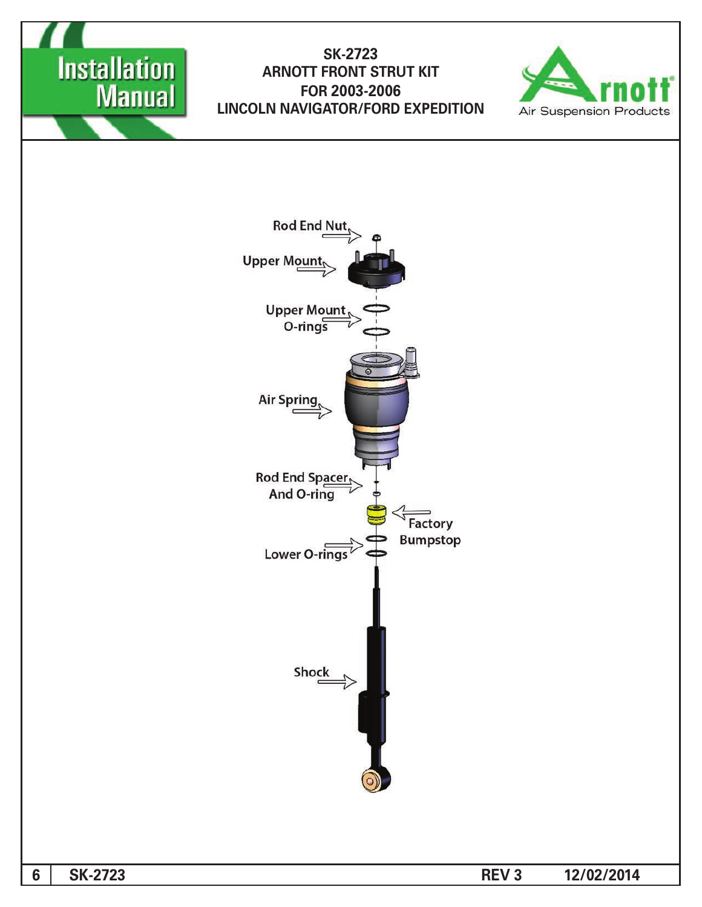# SK-2723
## ARNOTT FRONT STRUT KIT
## FOR 2003-2006
## LINCOLN NAVIGATOR/FORD EXPEDITION

Rod End Nut

Upper Mount

Upper Mount O-rings

Air Spring

Rod End Spacer And O-ring

Factory Bumpstop

Lower O-rings

Shock